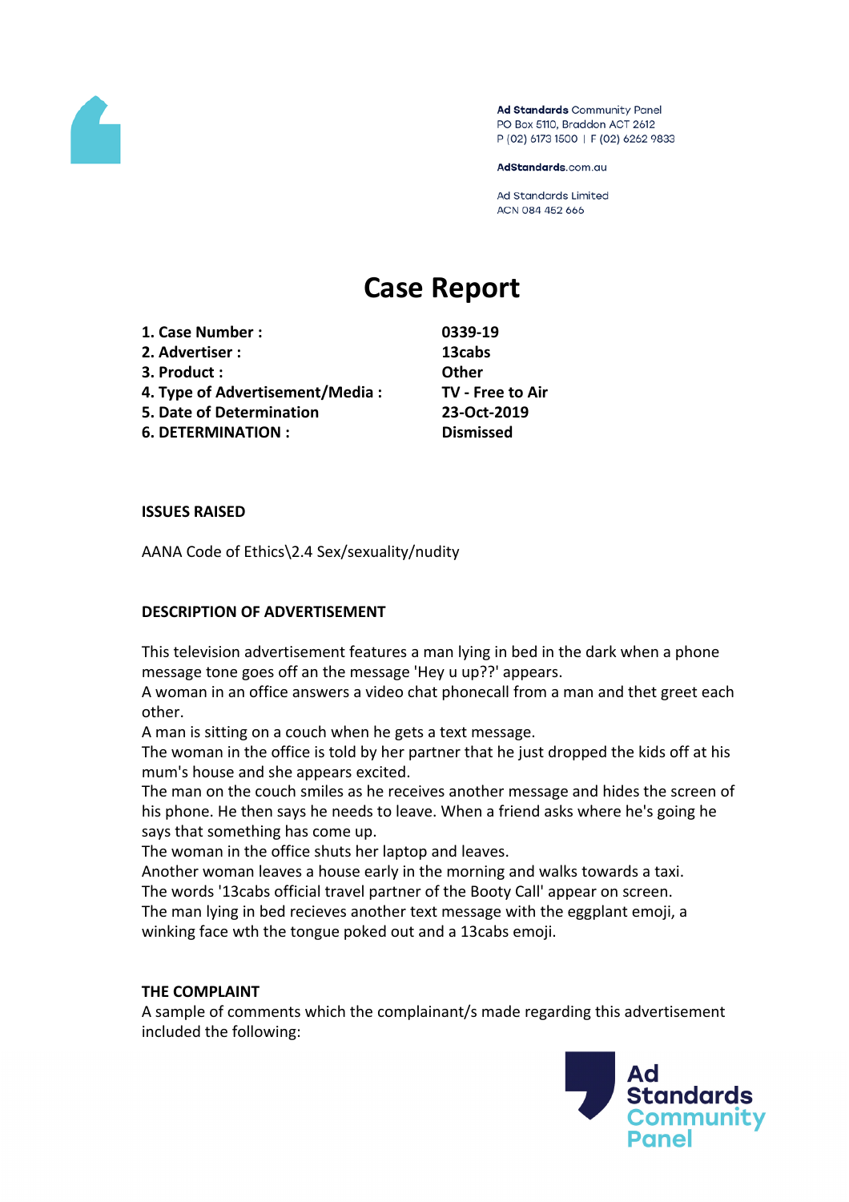Ad Standards Community Panel
PO Box 5110, Braddon ACT 2612
P (02) 6173 1500 | F (02) 6262 9833

AdStandards.com.au

Ad Standards Limited
ACN 084 452 666

# Case Report

| | |
|---|---|
| **1. Case Number :** | **0339-19** |
| **2. Advertiser :** | **13cabs** |
| **3. Product :** | **Other** |
| **4. Type of Advertisement/Media :** | **TV - Free to Air** |
| **5. Date of Determination** | **23-Oct-2019** |
| **6. DETERMINATION :** | **Dismissed** |

**ISSUES RAISED**

AANA Code of Ethics\2.4 Sex/sexuality/nudity

**DESCRIPTION OF ADVERTISEMENT**

This television advertisement features a man lying in bed in the dark when a phone message tone goes off an the message 'Hey u up??' appears.
A woman in an office answers a video chat phonecall from a man and thet greet each other.
A man is sitting on a couch when he gets a text message.
The woman in the office is told by her partner that he just dropped the kids off at his mum's house and she appears excited.
The man on the couch smiles as he receives another message and hides the screen of his phone. He then says he needs to leave. When a friend asks where he's going he says that something has come up.
The woman in the office shuts her laptop and leaves.
Another woman leaves a house early in the morning and walks towards a taxi.
The words '13cabs official travel partner of the Booty Call' appear on screen.
The man lying in bed recieves another text message with the eggplant emoji, a winking face wth the tongue poked out and a 13cabs emoji.

**THE COMPLAINT**

A sample of comments which the complainant/s made regarding this advertisement included the following: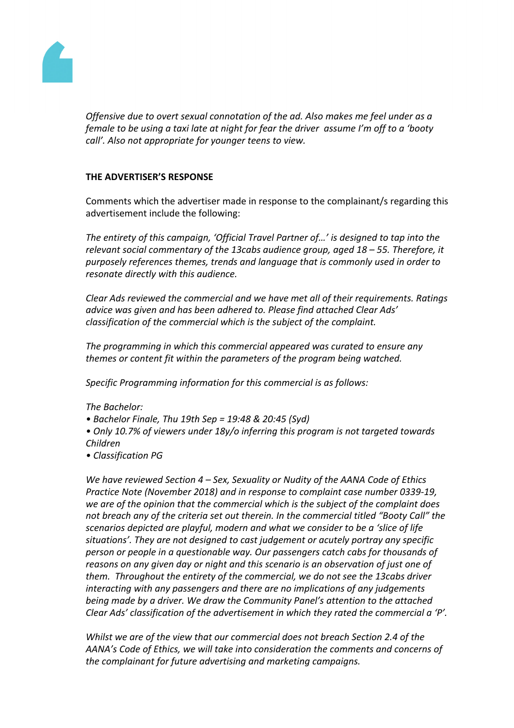*Offensive due to overt sexual connotation of the ad. Also makes me feel under as a female to be using a taxi late at night for fear the driver assume I'm off to a 'booty call'. Also not appropriate for younger teens to view.*

**THE ADVERTISER'S RESPONSE**

Comments which the advertiser made in response to the complainant/s regarding this advertisement include the following:

*The entirety of this campaign, 'Official Travel Partner of…' is designed to tap into the relevant social commentary of the 13cabs audience group, aged 18 – 55. Therefore, it purposely references themes, trends and language that is commonly used in order to resonate directly with this audience.*

*Clear Ads reviewed the commercial and we have met all of their requirements. Ratings advice was given and has been adhered to. Please find attached Clear Ads' classification of the commercial which is the subject of the complaint.*

*The programming in which this commercial appeared was curated to ensure any themes or content fit within the parameters of the program being watched.*

*Specific Programming information for this commercial is as follows:*

*The Bachelor:*

- *Bachelor Finale, Thu 19th Sep = 19:48 & 20:45 (Syd)*
- *Only 10.7% of viewers under 18y/o inferring this program is not targeted towards Children*
- *Classification PG*

*We have reviewed Section 4 – Sex, Sexuality or Nudity of the AANA Code of Ethics Practice Note (November 2018) and in response to complaint case number 0339-19, we are of the opinion that the commercial which is the subject of the complaint does not breach any of the criteria set out therein. In the commercial titled "Booty Call" the scenarios depicted are playful, modern and what we consider to be a 'slice of life situations'. They are not designed to cast judgement or acutely portray any specific person or people in a questionable way. Our passengers catch cabs for thousands of reasons on any given day or night and this scenario is an observation of just one of them. Throughout the entirety of the commercial, we do not see the 13cabs driver interacting with any passengers and there are no implications of any judgements being made by a driver. We draw the Community Panel's attention to the attached Clear Ads' classification of the advertisement in which they rated the commercial a 'P'.*

*Whilst we are of the view that our commercial does not breach Section 2.4 of the AANA's Code of Ethics, we will take into consideration the comments and concerns of the complainant for future advertising and marketing campaigns.*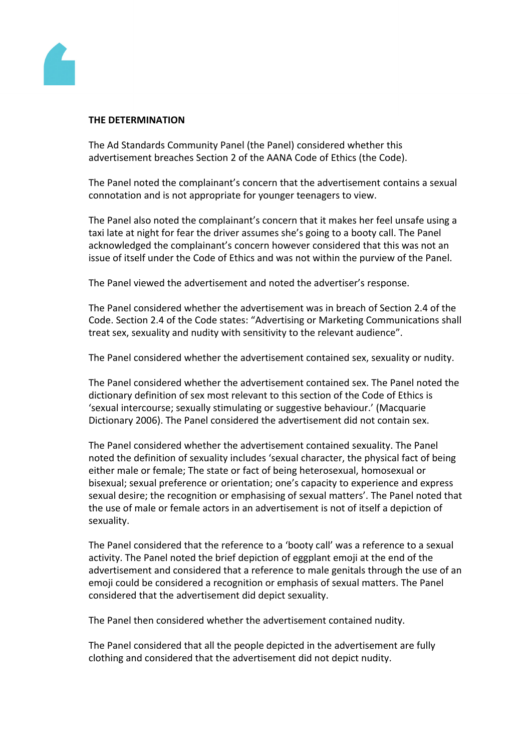**THE DETERMINATION**

The Ad Standards Community Panel (the Panel) considered whether this advertisement breaches Section 2 of the AANA Code of Ethics (the Code).

The Panel noted the complainant's concern that the advertisement contains a sexual connotation and is not appropriate for younger teenagers to view.

The Panel also noted the complainant's concern that it makes her feel unsafe using a taxi late at night for fear the driver assumes she's going to a booty call. The Panel acknowledged the complainant's concern however considered that this was not an issue of itself under the Code of Ethics and was not within the purview of the Panel.

The Panel viewed the advertisement and noted the advertiser's response.

The Panel considered whether the advertisement was in breach of Section 2.4 of the Code. Section 2.4 of the Code states: "Advertising or Marketing Communications shall treat sex, sexuality and nudity with sensitivity to the relevant audience".

The Panel considered whether the advertisement contained sex, sexuality or nudity.

The Panel considered whether the advertisement contained sex. The Panel noted the dictionary definition of sex most relevant to this section of the Code of Ethics is 'sexual intercourse; sexually stimulating or suggestive behaviour.' (Macquarie Dictionary 2006). The Panel considered the advertisement did not contain sex.

The Panel considered whether the advertisement contained sexuality. The Panel noted the definition of sexuality includes 'sexual character, the physical fact of being either male or female; The state or fact of being heterosexual, homosexual or bisexual; sexual preference or orientation; one's capacity to experience and express sexual desire; the recognition or emphasising of sexual matters'. The Panel noted that the use of male or female actors in an advertisement is not of itself a depiction of sexuality.

The Panel considered that the reference to a 'booty call' was a reference to a sexual activity. The Panel noted the brief depiction of eggplant emoji at the end of the advertisement and considered that a reference to male genitals through the use of an emoji could be considered a recognition or emphasis of sexual matters. The Panel considered that the advertisement did depict sexuality.

The Panel then considered whether the advertisement contained nudity.

The Panel considered that all the people depicted in the advertisement are fully clothing and considered that the advertisement did not depict nudity.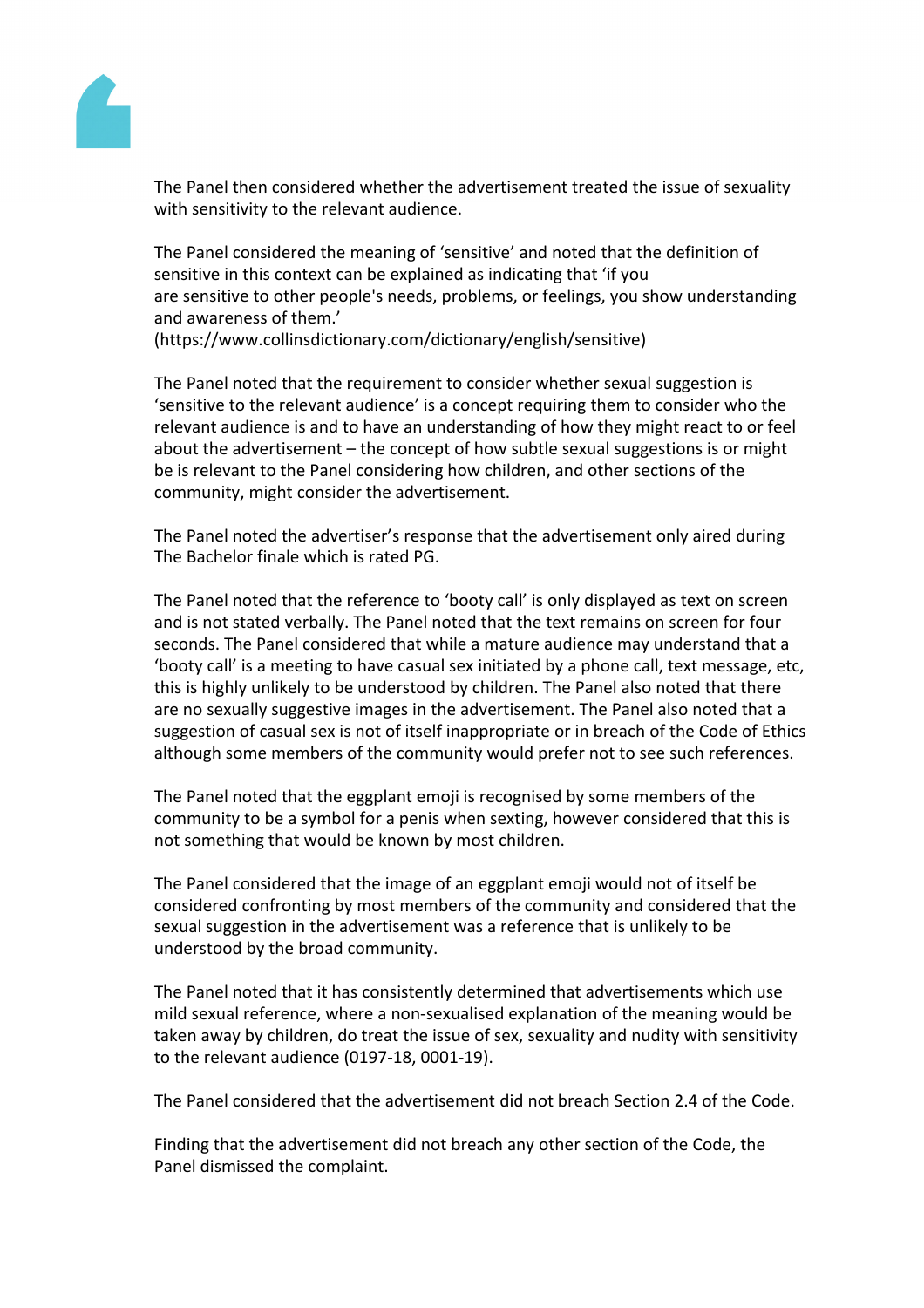The Panel then considered whether the advertisement treated the issue of sexuality with sensitivity to the relevant audience.

The Panel considered the meaning of 'sensitive' and noted that the definition of sensitive in this context can be explained as indicating that 'if you are sensitive to other people's needs, problems, or feelings, you show understanding and awareness of them.' (https://www.collinsdictionary.com/dictionary/english/sensitive)

The Panel noted that the requirement to consider whether sexual suggestion is 'sensitive to the relevant audience' is a concept requiring them to consider who the relevant audience is and to have an understanding of how they might react to or feel about the advertisement – the concept of how subtle sexual suggestions is or might be is relevant to the Panel considering how children, and other sections of the community, might consider the advertisement.

The Panel noted the advertiser's response that the advertisement only aired during The Bachelor finale which is rated PG.

The Panel noted that the reference to 'booty call' is only displayed as text on screen and is not stated verbally. The Panel noted that the text remains on screen for four seconds. The Panel considered that while a mature audience may understand that a 'booty call' is a meeting to have casual sex initiated by a phone call, text message, etc, this is highly unlikely to be understood by children. The Panel also noted that there are no sexually suggestive images in the advertisement. The Panel also noted that a suggestion of casual sex is not of itself inappropriate or in breach of the Code of Ethics although some members of the community would prefer not to see such references.

The Panel noted that the eggplant emoji is recognised by some members of the community to be a symbol for a penis when sexting, however considered that this is not something that would be known by most children.

The Panel considered that the image of an eggplant emoji would not of itself be considered confronting by most members of the community and considered that the sexual suggestion in the advertisement was a reference that is unlikely to be understood by the broad community.

The Panel noted that it has consistently determined that advertisements which use mild sexual reference, where a non-sexualised explanation of the meaning would be taken away by children, do treat the issue of sex, sexuality and nudity with sensitivity to the relevant audience (0197-18, 0001-19).

The Panel considered that the advertisement did not breach Section 2.4 of the Code.

Finding that the advertisement did not breach any other section of the Code, the Panel dismissed the complaint.